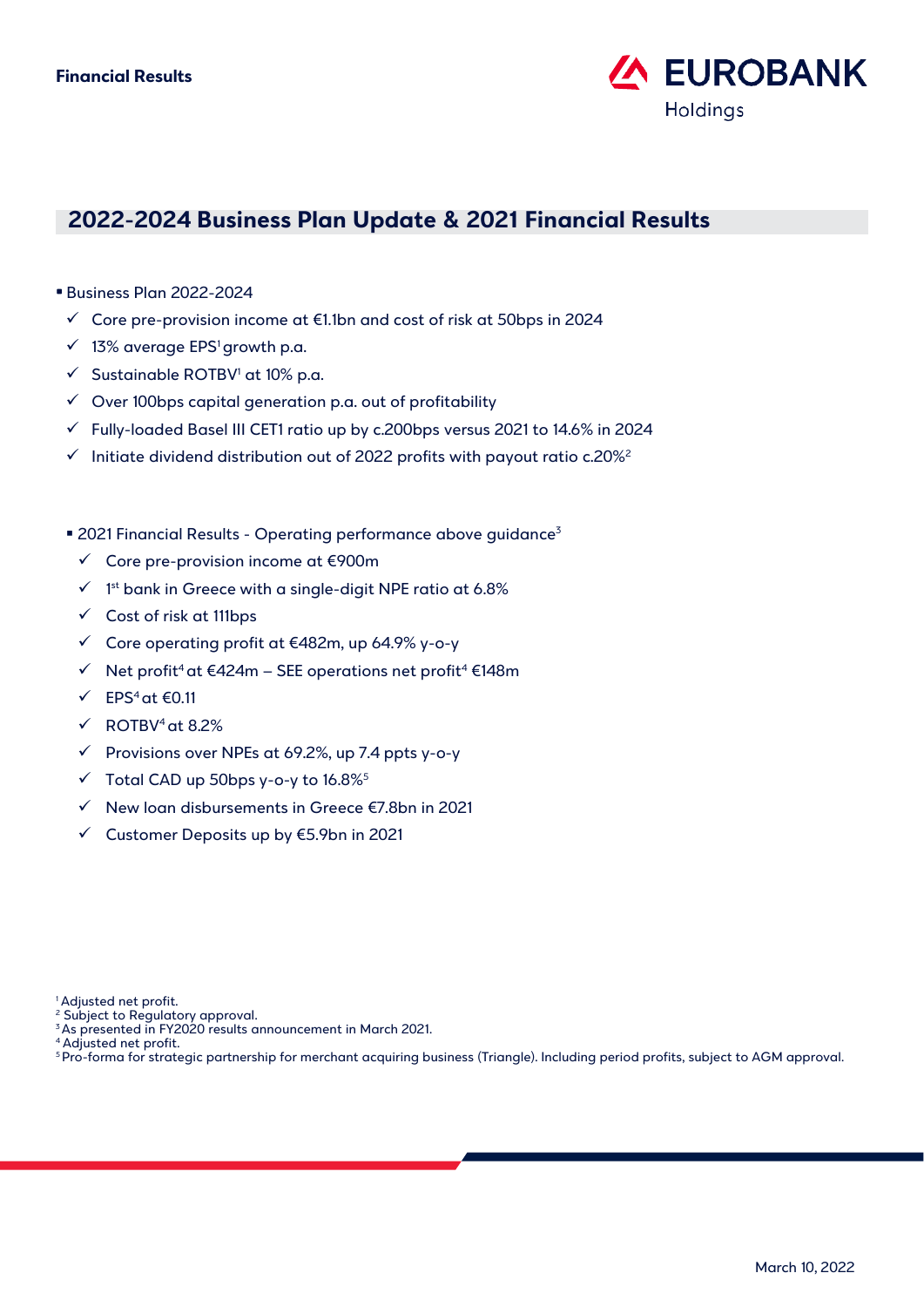Financial Results

EUROBANK Holdings

## 2022-2024 Business Plan Update & 2021 Financial Results

- Business Plan 2022-2024
  - ✓ Core pre-provision income at €1.1bn and cost of risk at 50bps in 2024
  - ✓ 13% average EPS[1] growth p.a.
  - ✓ Sustainable ROTBV[1] at 10% p.a.
  - ✓ Over 100bps capital generation p.a. out of profitability
  - ✓ Fully-loaded Basel III CET1 ratio up by c.200bps versus 2021 to 14.6% in 2024
  - ✓ Initiate dividend distribution out of 2022 profits with payout ratio c.20%[2]

- 2021 Financial Results - Operating performance above guidance[3]
  - ✓ Core pre-provision income at €900m
  - ✓ 1st bank in Greece with a single-digit NPE ratio at 6.8%
  - ✓ Cost of risk at 111bps
  - ✓ Core operating profit at €482m, up 64.9% y-o-y
  - ✓ Net profit[4] at €424m – SEE operations net profit[4] €148m
  - ✓ EPS[4] at €0.11
  - ✓ ROTBV[4] at 8.2%
  - ✓ Provisions over NPEs at 69.2%, up 7.4 ppts y-o-y
  - ✓ Total CAD up 50bps y-o-y to 16.8%[5]
  - ✓ New loan disbursements in Greece €7.8bn in 2021
  - ✓ Customer Deposits up by €5.9bn in 2021

[1] Adjusted net profit.
[2] Subject to Regulatory approval.
[3] As presented in FY2020 results announcement in March 2021.
[4] Adjusted net profit.
[5] Pro-forma for strategic partnership for merchant acquiring business (Triangle). Including period profits, subject to AGM approval.

March 10, 2022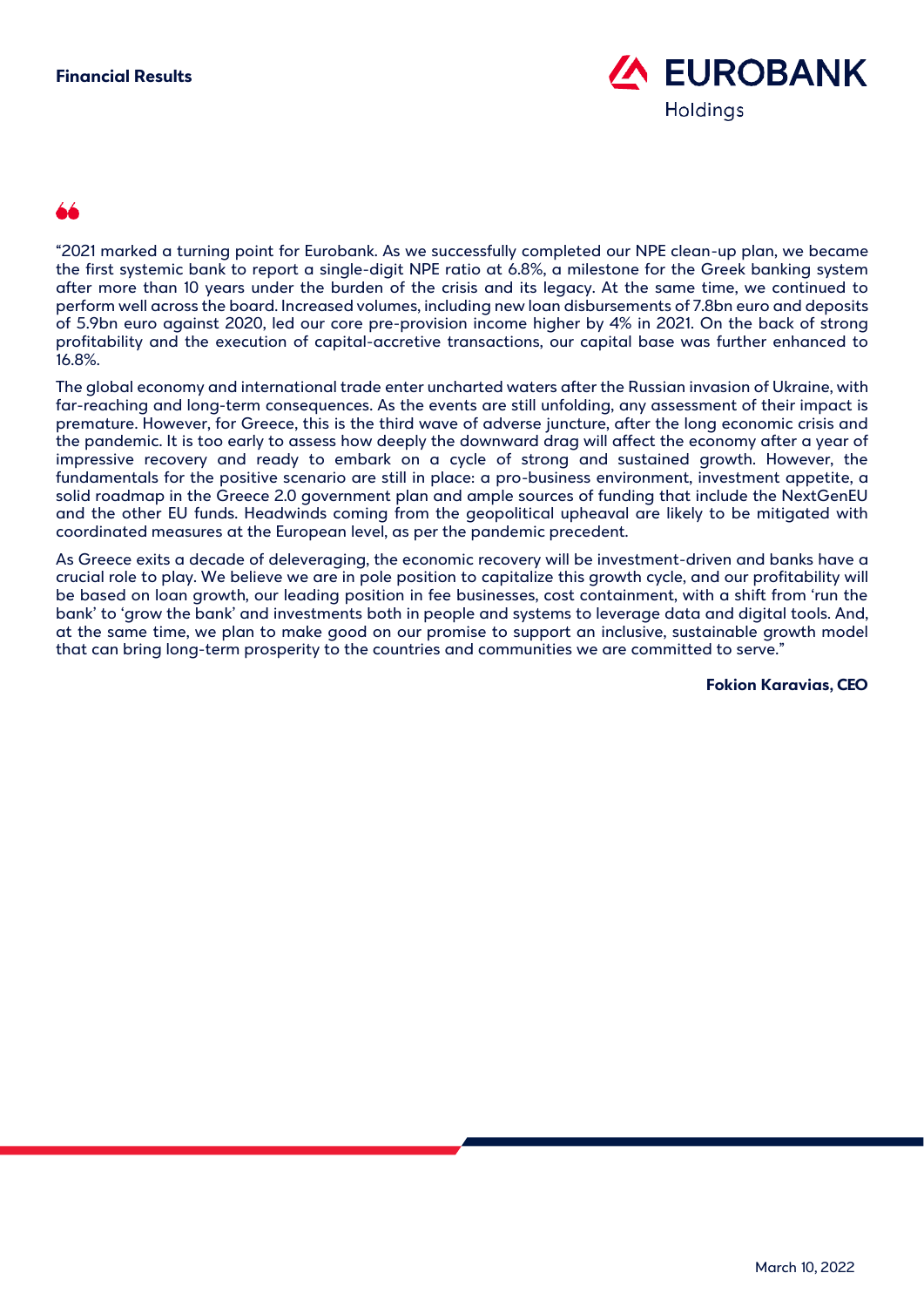“2021 marked a turning point for Eurobank. As we successfully completed our NPE clean-up plan, we became the first systemic bank to report a single-digit NPE ratio at 6.8%, a milestone for the Greek banking system after more than 10 years under the burden of the crisis and its legacy. At the same time, we continued to perform well across the board. Increased volumes, including new loan disbursements of 7.8bn euro and deposits of 5.9bn euro against 2020, led our core pre-provision income higher by 4% in 2021. On the back of strong profitability and the execution of capital-accretive transactions, our capital base was further enhanced to 16.8%.

The global economy and international trade enter uncharted waters after the Russian invasion of Ukraine, with far-reaching and long-term consequences. As the events are still unfolding, any assessment of their impact is premature. However, for Greece, this is the third wave of adverse juncture, after the long economic crisis and the pandemic. It is too early to assess how deeply the downward drag will affect the economy after a year of impressive recovery and ready to embark on a cycle of strong and sustained growth. However, the fundamentals for the positive scenario are still in place: a pro-business environment, investment appetite, a solid roadmap in the Greece 2.0 government plan and ample sources of funding that include the NextGenEU and the other EU funds. Headwinds coming from the geopolitical upheaval are likely to be mitigated with coordinated measures at the European level, as per the pandemic precedent.

As Greece exits a decade of deleveraging, the economic recovery will be investment-driven and banks have a crucial role to play. We believe we are in pole position to capitalize this growth cycle, and our profitability will be based on loan growth, our leading position in fee businesses, cost containment, with a shift from ‘run the bank’ to ‘grow the bank’ and investments both in people and systems to leverage data and digital tools. And, at the same time, we plan to make good on our promise to support an inclusive, sustainable growth model that can bring long-term prosperity to the countries and communities we are committed to serve.”

**Fokion Karavias, CEO**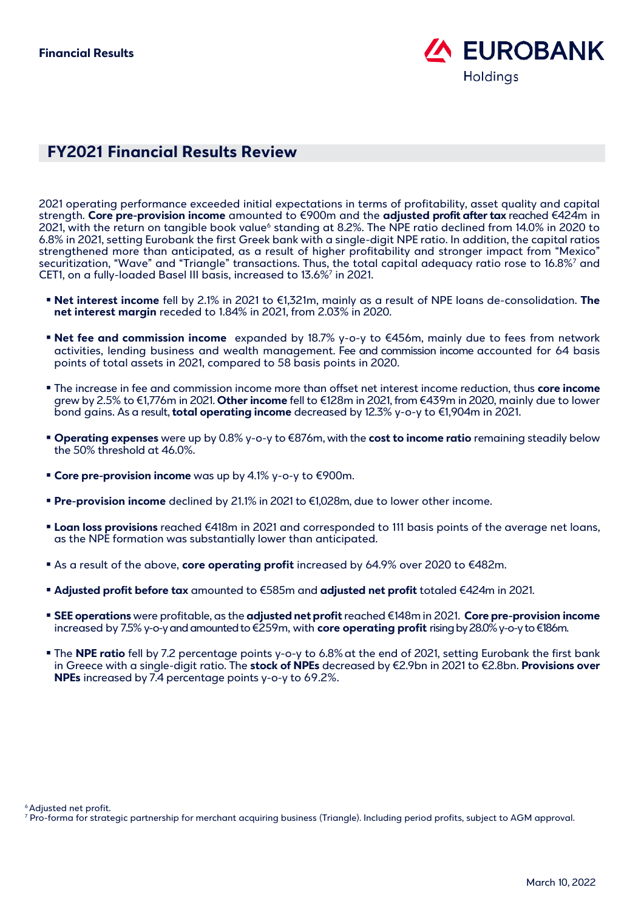## FY2021 Financial Results Review

2021 operating performance exceeded initial expectations in terms of profitability, asset quality and capital strength. **Core pre-provision income** amounted to €900m and the **adjusted profit after tax** reached €424m in 2021, with the return on tangible book value[6] standing at 8.2%. The NPE ratio declined from 14.0% in 2020 to 6.8% in 2021, setting Eurobank the first Greek bank with a single-digit NPE ratio. In addition, the capital ratios strengthened more than anticipated, as a result of higher profitability and stronger impact from "Mexico" securitization, "Wave" and "Triangle" transactions. Thus, the total capital adequacy ratio rose to 16.8%[7] and CET1, on a fully-loaded Basel III basis, increased to 13.6%[7] in 2021.

- **Net interest income** fell by 2.1% in 2021 to €1,321m, mainly as a result of NPE loans de-consolidation. **The net interest margin** receded to 1.84% in 2021, from 2.03% in 2020.
- **Net fee and commission income** expanded by 18.7% y-o-y to €456m, mainly due to fees from network activities, lending business and wealth management. Fee and commission income accounted for 64 basis points of total assets in 2021, compared to 58 basis points in 2020.
- The increase in fee and commission income more than offset net interest income reduction, thus **core income** grew by 2.5% to €1,776m in 2021. **Other income** fell to €128m in 2021, from €439m in 2020, mainly due to lower bond gains. As a result, **total operating income** decreased by 12.3% y-o-y to €1,904m in 2021.
- **Operating expenses** were up by 0.8% y-o-y to €876m, with the **cost to income ratio** remaining steadily below the 50% threshold at 46.0%.
- **Core pre-provision income** was up by 4.1% y-o-y to €900m.
- **Pre-provision income** declined by 21.1% in 2021 to €1,028m, due to lower other income.
- **Loan loss provisions** reached €418m in 2021 and corresponded to 111 basis points of the average net loans, as the NPE formation was substantially lower than anticipated.
- As a result of the above, **core operating profit** increased by 64.9% over 2020 to €482m.
- **Adjusted profit before tax** amounted to €585m and **adjusted net profit** totaled €424m in 2021.
- **SEE operations** were profitable, as the **adjusted net profit** reached €148m in 2021. **Core pre-provision income** increased by 7.5% y-o-y and amounted to €259m, with **core operating profit** rising by 28.0% y-o-y to €186m.
- The **NPE ratio** fell by 7.2 percentage points y-o-y to 6.8% at the end of 2021, setting Eurobank the first bank in Greece with a single-digit ratio. The **stock of NPEs** decreased by €2.9bn in 2021 to €2.8bn. **Provisions over NPEs** increased by 7.4 percentage points y-o-y to 69.2%.

[6] Adjusted net profit.
[7] Pro-forma for strategic partnership for merchant acquiring business (Triangle). Including period profits, subject to AGM approval.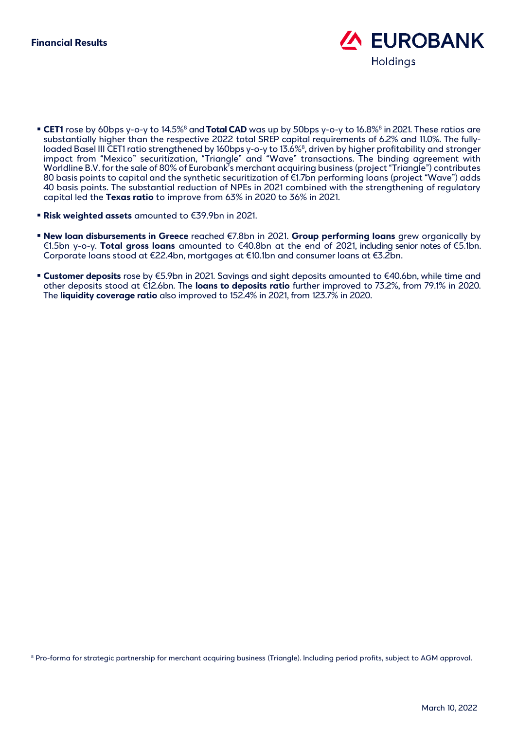- **CET1** rose by 60bps y-o-y to 14.5%[8] and **Total CAD** was up by 50bps y-o-y to 16.8%[8] in 2021. These ratios are substantially higher than the respective 2022 total SREP capital requirements of 6.2% and 11.0%. The fully-loaded Basel III CET1 ratio strengthened by 160bps y-o-y to 13.6%[8], driven by higher profitability and stronger impact from "Mexico" securitization, "Triangle" and "Wave" transactions. The binding agreement with Worldline B.V. for the sale of 80% of Eurobank's merchant acquiring business (project "Triangle") contributes 80 basis points to capital and the synthetic securitization of €1.7bn performing loans (project "Wave") adds 40 basis points. The substantial reduction of NPEs in 2021 combined with the strengthening of regulatory capital led the **Texas ratio** to improve from 63% in 2020 to 36% in 2021.
- **Risk weighted assets** amounted to €39.9bn in 2021.
- **New loan disbursements in Greece** reached €7.8bn in 2021. **Group performing loans** grew organically by €1.5bn y-o-y. **Total gross loans** amounted to €40.8bn at the end of 2021, including senior notes of €5.1bn. Corporate loans stood at €22.4bn, mortgages at €10.1bn and consumer loans at €3.2bn.
- **Customer deposits** rose by €5.9bn in 2021. Savings and sight deposits amounted to €40.6bn, while time and other deposits stood at €12.6bn. The **loans to deposits ratio** further improved to 73.2%, from 79.1% in 2020. The **liquidity coverage ratio** also improved to 152.4% in 2021, from 123.7% in 2020.

[8] Pro-forma for strategic partnership for merchant acquiring business (Triangle). Including period profits, subject to AGM approval.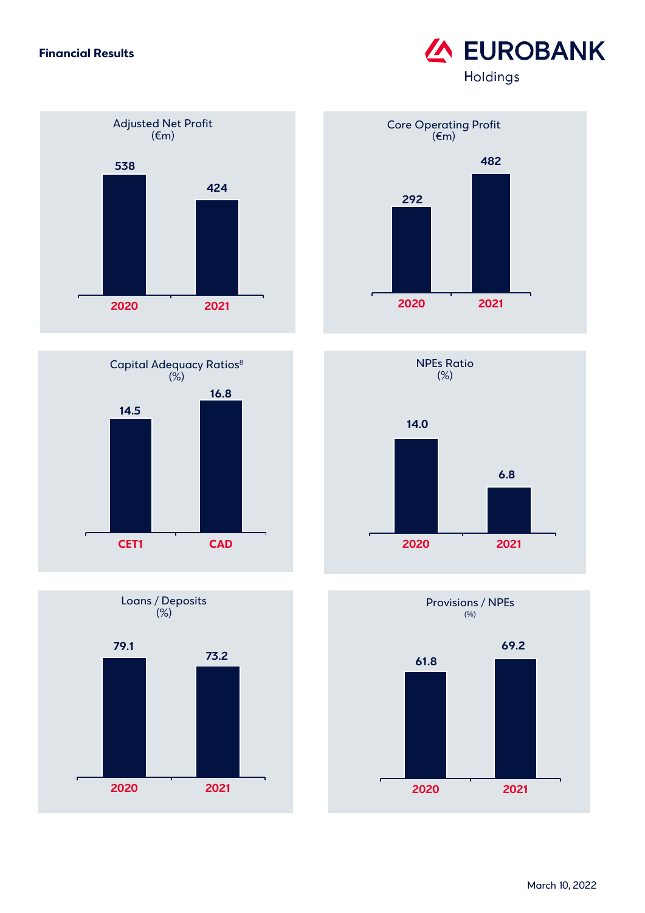## Financial Results

### Adjusted Net Profit (€m)

| 2020 | 2021 |
|---|---|
| 538 | 424 |

### Core Operating Profit (€m)

| 2020 | 2021 |
|---|---|
| 292 | 482 |

### Capital Adequacy Ratios[8] (%)

| CET1 | CAD |
|---|---|
| 14.5 | 16.8 |

### NPEs Ratio (%)

| 2020 | 2021 |
|---|---|
| 14.0 | 6.8 |

### Loans / Deposits (%)

| 2020 | 2021 |
|---|---|
| 79.1 | 73.2 |

### Provisions / NPEs (%)

| 2020 | 2021 |
|---|---|
| 61.8 | 69.2 |

March 10, 2022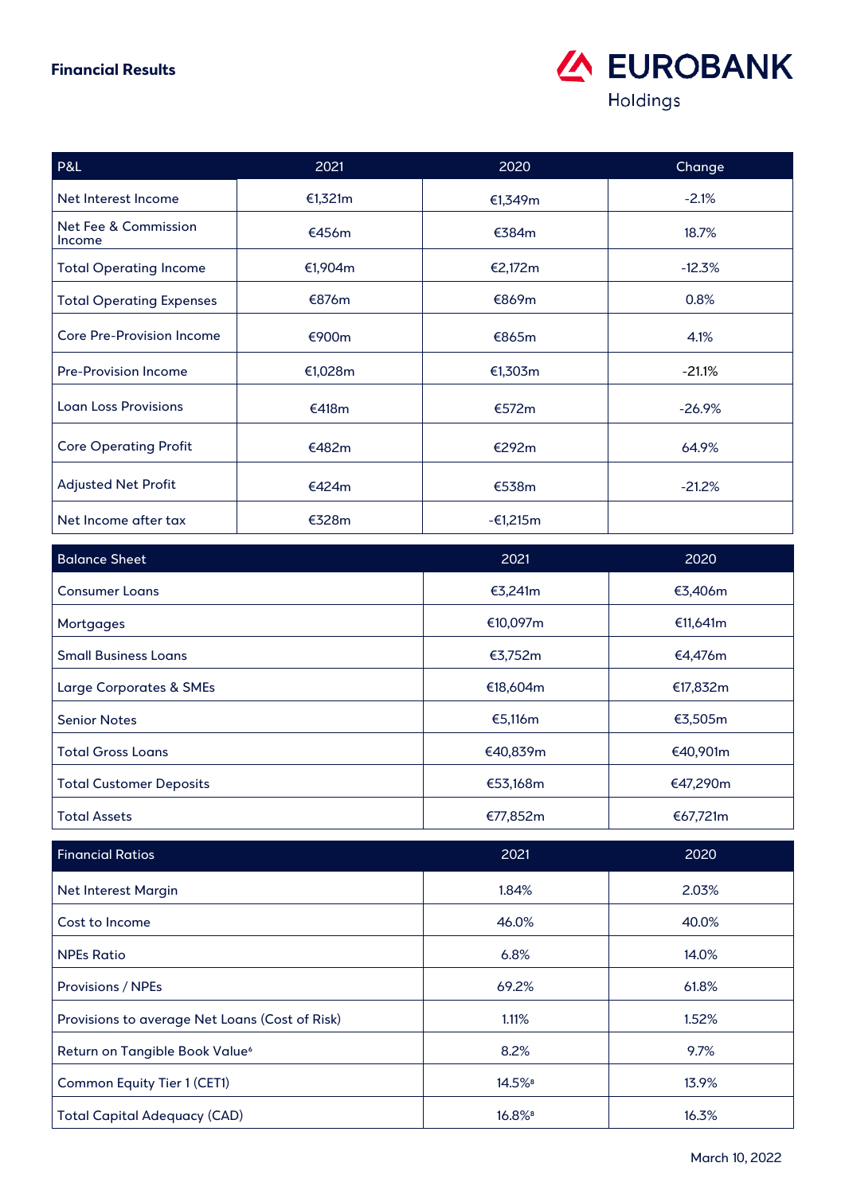**Financial Results**

| P&L | 2021 | 2020 | Change |
|---|---|---|---|
| Net Interest Income | €1,321m | €1,349m | -2.1% |
| Net Fee & Commission Income | €456m | €384m | 18.7% |
| Total Operating Income | €1,904m | €2,172m | -12.3% |
| Total Operating Expenses | €876m | €869m | 0.8% |
| Core Pre-Provision Income | €900m | €865m | 4.1% |
| Pre-Provision Income | €1,028m | €1,303m | -21.1% |
| Loan Loss Provisions | €418m | €572m | -26.9% |
| Core Operating Profit | €482m | €292m | 64.9% |
| Adjusted Net Profit | €424m | €538m | -21.2% |
| Net Income after tax | €328m | -€1,215m | |

| Balance Sheet | 2021 | 2020 |
|---|---|---|
| Consumer Loans | €3,241m | €3,406m |
| Mortgages | €10,097m | €11,641m |
| Small Business Loans | €3,752m | €4,476m |
| Large Corporates & SMEs | €18,604m | €17,832m |
| Senior Notes | €5,116m | €3,505m |
| Total Gross Loans | €40,839m | €40,901m |
| Total Customer Deposits | €53,168m | €47,290m |
| Total Assets | €77,852m | €67,721m |

| Financial Ratios | 2021 | 2020 |
|---|---|---|
| Net Interest Margin | 1.84% | 2.03% |
| Cost to Income | 46.0% | 40.0% |
| NPEs Ratio | 6.8% | 14.0% |
| Provisions / NPEs | 69.2% | 61.8% |
| Provisions to average Net Loans (Cost of Risk) | 1.11% | 1.52% |
| Return on Tangible Book Value[6] | 8.2% | 9.7% |
| Common Equity Tier 1 (CET1) | 14.5%[8] | 13.9% |
| Total Capital Adequacy (CAD) | 16.8%[8] | 16.3% |

March 10, 2022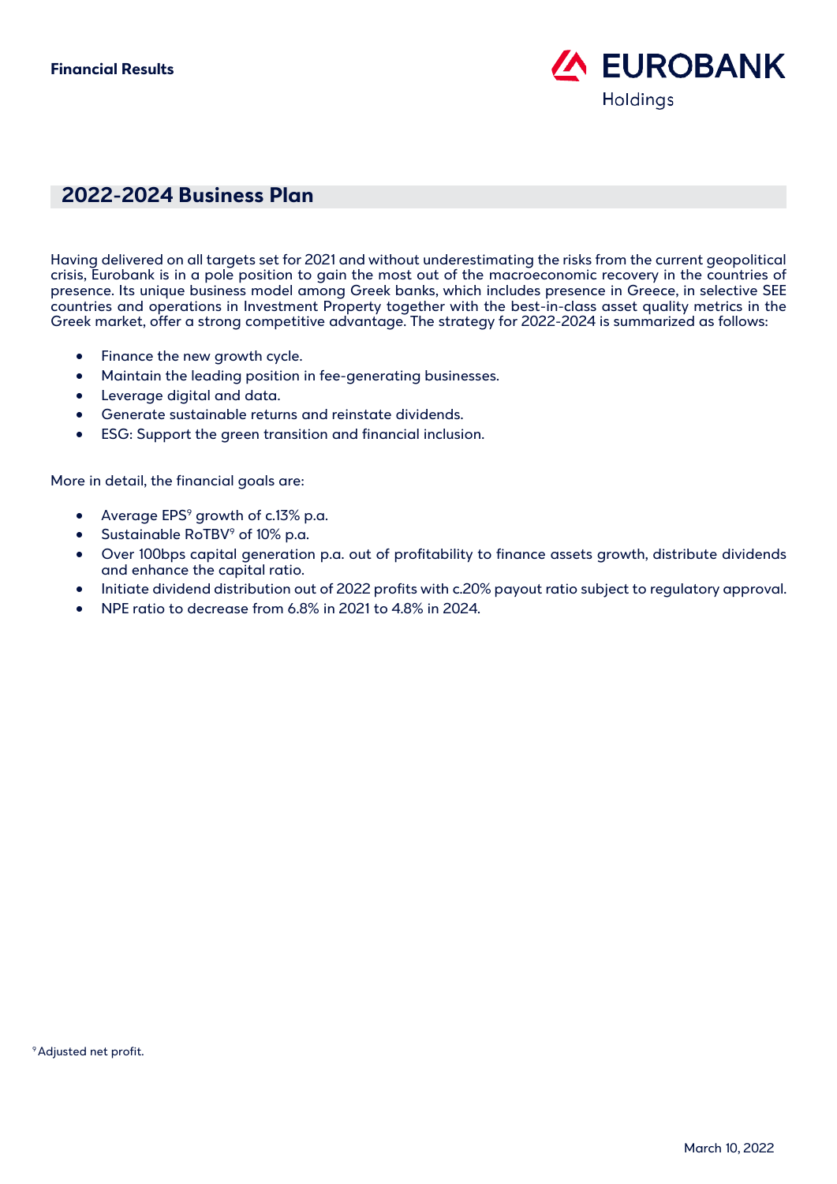## 2022-2024 Business Plan

Having delivered on all targets set for 2021 and without underestimating the risks from the current geopolitical crisis, Eurobank is in a pole position to gain the most out of the macroeconomic recovery in the countries of presence. Its unique business model among Greek banks, which includes presence in Greece, in selective SEE countries and operations in Investment Property together with the best-in-class asset quality metrics in the Greek market, offer a strong competitive advantage. The strategy for 2022-2024 is summarized as follows:

- Finance the new growth cycle.
- Maintain the leading position in fee-generating businesses.
- Leverage digital and data.
- Generate sustainable returns and reinstate dividends.
- ESG: Support the green transition and financial inclusion.

More in detail, the financial goals are:

- Average EPS[9] growth of c.13% p.a.
- Sustainable RoTBV[9] of 10% p.a.
- Over 100bps capital generation p.a. out of profitability to finance assets growth, distribute dividends and enhance the capital ratio.
- Initiate dividend distribution out of 2022 profits with c.20% payout ratio subject to regulatory approval.
- NPE ratio to decrease from 6.8% in 2021 to 4.8% in 2024.

[9] Adjusted net profit.

March 10, 2022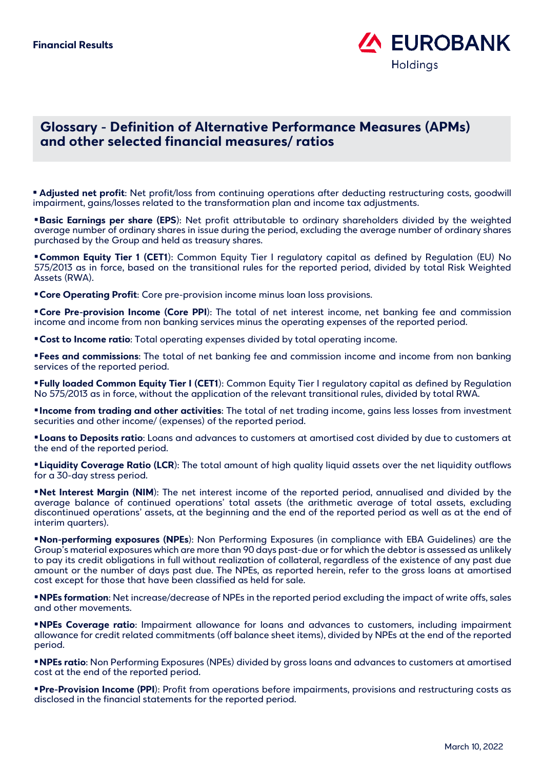## Glossary - Definition of Alternative Performance Measures (APMs) and other selected financial measures/ ratios

- **Adjusted net profit**: Net profit/loss from continuing operations after deducting restructuring costs, goodwill impairment, gains/losses related to the transformation plan and income tax adjustments.
- **Basic Earnings per share (EPS)**: Net profit attributable to ordinary shareholders divided by the weighted average number of ordinary shares in issue during the period, excluding the average number of ordinary shares purchased by the Group and held as treasury shares.
- **Common Equity Tier 1 (CET1)**: Common Equity Tier I regulatory capital as defined by Regulation (EU) No 575/2013 as in force, based on the transitional rules for the reported period, divided by total Risk Weighted Assets (RWA).
- **Core Operating Profit**: Core pre-provision income minus loan loss provisions.
- **Core Pre-provision Income (Core PPI)**: The total of net interest income, net banking fee and commission income and income from non banking services minus the operating expenses of the reported period.
- **Cost to Income ratio**: Total operating expenses divided by total operating income.
- **Fees and commissions**: The total of net banking fee and commission income and income from non banking services of the reported period.
- **Fully loaded Common Equity Tier I (CET1)**: Common Equity Tier I regulatory capital as defined by Regulation No 575/2013 as in force, without the application of the relevant transitional rules, divided by total RWA.
- **Income from trading and other activities**: The total of net trading income, gains less losses from investment securities and other income/ (expenses) of the reported period.
- **Loans to Deposits ratio**: Loans and advances to customers at amortised cost divided by due to customers at the end of the reported period.
- **Liquidity Coverage Ratio (LCR)**: The total amount of high quality liquid assets over the net liquidity outflows for a 30-day stress period.
- **Net Interest Margin (NIM)**: The net interest income of the reported period, annualised and divided by the average balance of continued operations' total assets (the arithmetic average of total assets, excluding discontinued operations' assets, at the beginning and the end of the reported period as well as at the end of interim quarters).
- **Non-performing exposures (NPEs)**: Non Performing Exposures (in compliance with EBA Guidelines) are the Group's material exposures which are more than 90 days past-due or for which the debtor is assessed as unlikely to pay its credit obligations in full without realization of collateral, regardless of the existence of any past due amount or the number of days past due. The NPEs, as reported herein, refer to the gross loans at amortised cost except for those that have been classified as held for sale.
- **NPEs formation**: Net increase/decrease of NPEs in the reported period excluding the impact of write offs, sales and other movements.
- **NPEs Coverage ratio**: Impairment allowance for loans and advances to customers, including impairment allowance for credit related commitments (off balance sheet items), divided by NPEs at the end of the reported period.
- **NPEs ratio**: Non Performing Exposures (NPEs) divided by gross loans and advances to customers at amortised cost at the end of the reported period.
- **Pre-Provision Income (PPI)**: Profit from operations before impairments, provisions and restructuring costs as disclosed in the financial statements for the reported period.

March 10, 2022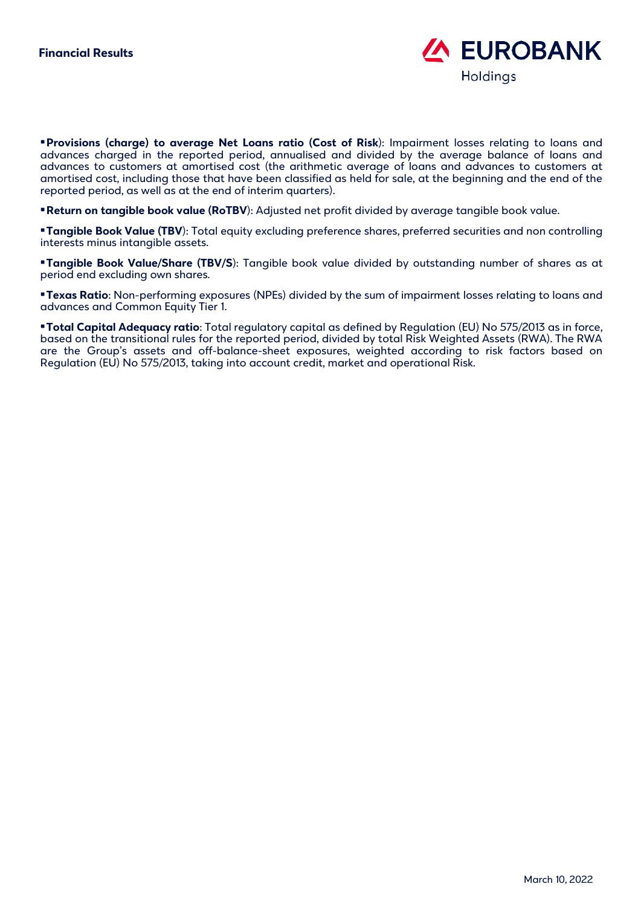- **Provisions (charge) to average Net Loans ratio (Cost of Risk**): Impairment losses relating to loans and advances charged in the reported period, annualised and divided by the average balance of loans and advances to customers at amortised cost (the arithmetic average of loans and advances to customers at amortised cost, including those that have been classified as held for sale, at the beginning and the end of the reported period, as well as at the end of interim quarters).

- **Return on tangible book value (RoTBV**): Adjusted net profit divided by average tangible book value.

- **Tangible Book Value (TBV**): Total equity excluding preference shares, preferred securities and non controlling interests minus intangible assets.

- **Tangible Book Value/Share (TBV/S**): Tangible book value divided by outstanding number of shares as at period end excluding own shares.

- **Texas Ratio**: Non-performing exposures (NPEs) divided by the sum of impairment losses relating to loans and advances and Common Equity Tier 1.

- **Total Capital Adequacy ratio**: Total regulatory capital as defined by Regulation (EU) No 575/2013 as in force, based on the transitional rules for the reported period, divided by total Risk Weighted Assets (RWA). The RWA are the Group's assets and off-balance-sheet exposures, weighted according to risk factors based on Regulation (EU) No 575/2013, taking into account credit, market and operational Risk.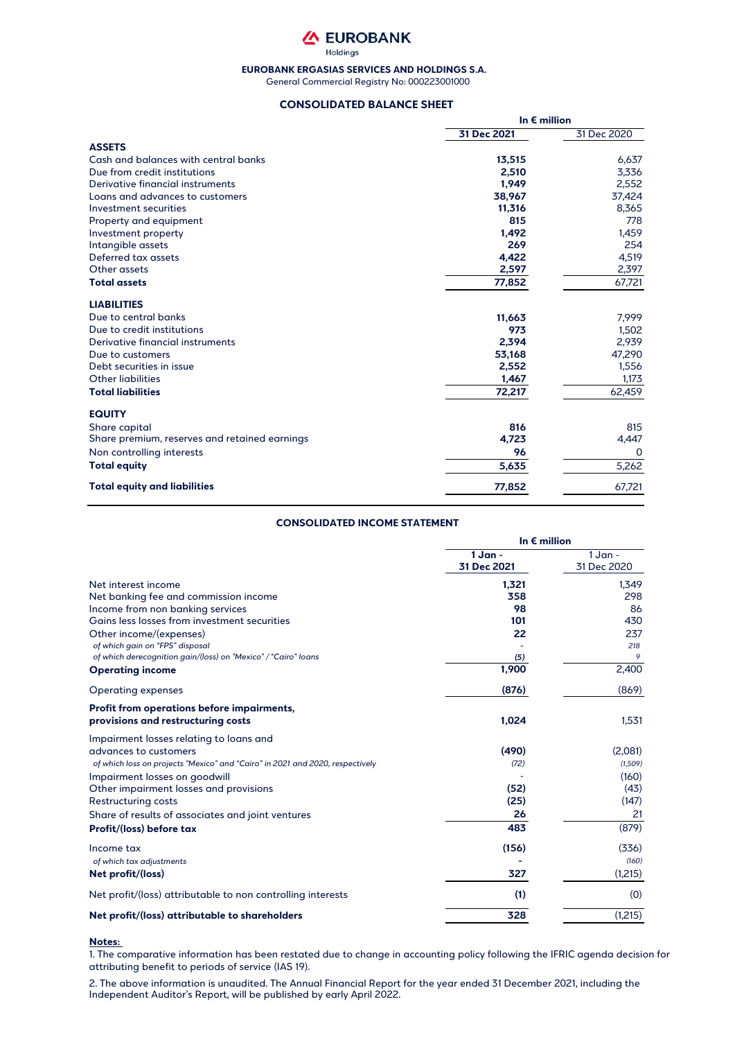# EUROBANK

Holdings

**EUROBANK ERGASIAS SERVICES AND HOLDINGS S.A.**

General Commercial Registry No: 000223001000

## CONSOLIDATED BALANCE SHEET

| | In € million | |
|---|---|---|
| | **31 Dec 2021** | 31 Dec 2020 |
| **ASSETS** | | |
| Cash and balances with central banks | **13,515** | 6,637 |
| Due from credit institutions | **2,510** | 3,336 |
| Derivative financial instruments | **1,949** | 2,552 |
| Loans and advances to customers | **38,967** | 37,424 |
| Investment securities | **11,316** | 8,365 |
| Property and equipment | **815** | 778 |
| Investment property | **1,492** | 1,459 |
| Intangible assets | **269** | 254 |
| Deferred tax assets | **4,422** | 4,519 |
| Other assets | **2,597** | 2,397 |
| **Total assets** | **77,852** | 67,721 |
| **LIABILITIES** | | |
| Due to central banks | **11,663** | 7,999 |
| Due to credit institutions | **973** | 1,502 |
| Derivative financial instruments | **2,394** | 2,939 |
| Due to customers | **53,168** | 47,290 |
| Debt securities in issue | **2,552** | 1,556 |
| Other liabilities | **1,467** | 1,173 |
| **Total liabilities** | **72,217** | 62,459 |
| **EQUITY** | | |
| Share capital | **816** | 815 |
| Share premium, reserves and retained earnings | **4,723** | 4,447 |
| Non controlling interests | **96** | 0 |
| **Total equity** | **5,635** | 5,262 |
| **Total equity and liabilities** | **77,852** | 67,721 |

## CONSOLIDATED INCOME STATEMENT

| | In € million | |
|---|---|---|
| | **1 Jan - 31 Dec 2021** | 1 Jan - 31 Dec 2020 |
| Net interest income | **1,321** | 1,349 |
| Net banking fee and commission income | **358** | 298 |
| Income from non banking services | **98** | 86 |
| Gains less losses from investment securities | **101** | 430 |
| Other income/(expenses) | **22** | 237 |
| *of which gain on "FPS" disposal* | - | *218* |
| *of which derecognition gain/(loss) on "Mexico" / "Cairo" loans* | *(5)* | *9* |
| **Operating income** | **1,900** | 2,400 |
| Operating expenses | **(876)** | (869) |
| **Profit from operations before impairments, provisions and restructuring costs** | **1,024** | 1,531 |
| Impairment losses relating to loans and advances to customers | **(490)** | (2,081) |
| *of which loss on projects "Mexico" and "Cairo" in 2021 and 2020, respectively* | *(72)* | *(1,509)* |
| Impairment losses on goodwill | - | (160) |
| Other impairment losses and provisions | **(52)** | (43) |
| Restructuring costs | **(25)** | (147) |
| Share of results of associates and joint ventures | **26** | 21 |
| **Profit/(loss) before tax** | **483** | (879) |
| Income tax | **(156)** | (336) |
| *of which tax adjustments* | - | *(160)* |
| **Net profit/(loss)** | **327** | (1,215) |
| Net profit/(loss) attributable to non controlling interests | **(1)** | (0) |
| **Net profit/(loss) attributable to shareholders** | **328** | (1,215) |

**Notes:**

1. The comparative information has been restated due to change in accounting policy following the IFRIC agenda decision for attributing benefit to periods of service (IAS 19).

2. The above information is unaudited. The Annual Financial Report for the year ended 31 December 2021, including the Independent Auditor's Report, will be published by early April 2022.